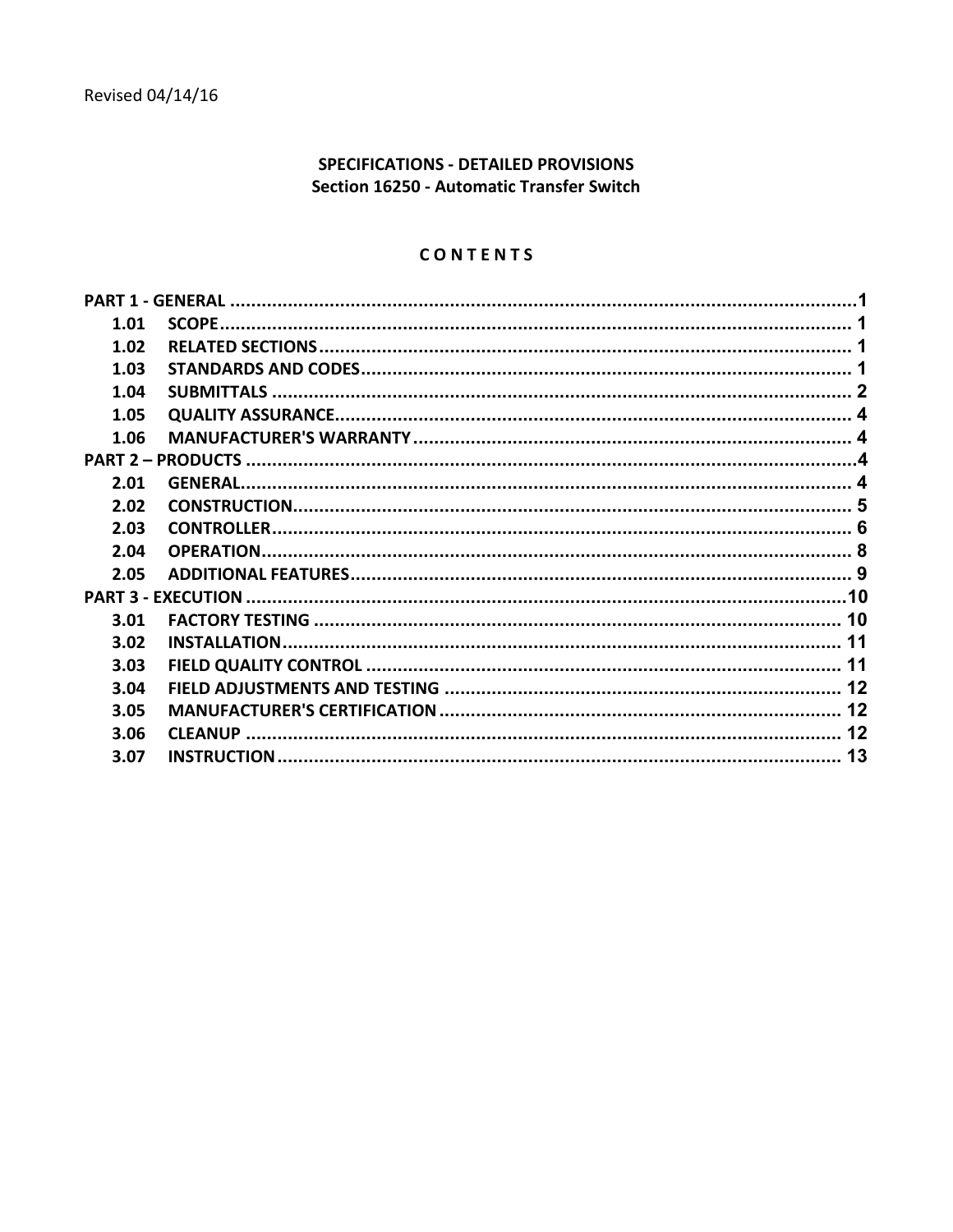Revised 04/14/16

# SPECIFICATIONS - DETAILED PROVISIONS
## Section 16250 - Automatic Transfer Switch

### C O N T E N T S

PART 1 - GENERAL ....................................................................................................1
- 1.01 SCOPE.................................................................................................... 1
- 1.02 RELATED SECTIONS.................................................................................. 1
- 1.03 STANDARDS AND CODES........................................................................... 1
- 1.04 SUBMITTALS ............................................................................................ 2
- 1.05 QUALITY ASSURANCE................................................................................ 4
- 1.06 MANUFACTURER'S WARRANTY .................................................................. 4

PART 2 – PRODUCTS ..................................................................................................4
- 2.01 GENERAL.................................................................................................. 4
- 2.02 CONSTRUCTION......................................................................................... 5
- 2.03 CONTROLLER............................................................................................ 6
- 2.04 OPERATION............................................................................................... 8
- 2.05 ADDITIONAL FEATURES.............................................................................. 9

PART 3 - EXECUTION ................................................................................................10
- 3.01 FACTORY TESTING .................................................................................... 10
- 3.02 INSTALLATION.......................................................................................... 11
- 3.03 FIELD QUALITY CONTROL .......................................................................... 11
- 3.04 FIELD ADJUSTMENTS AND TESTING ........................................................... 12
- 3.05 MANUFACTURER'S CERTIFICATION ............................................................. 12
- 3.06 CLEANUP ................................................................................................. 12
- 3.07 INSTRUCTION........................................................................................... 13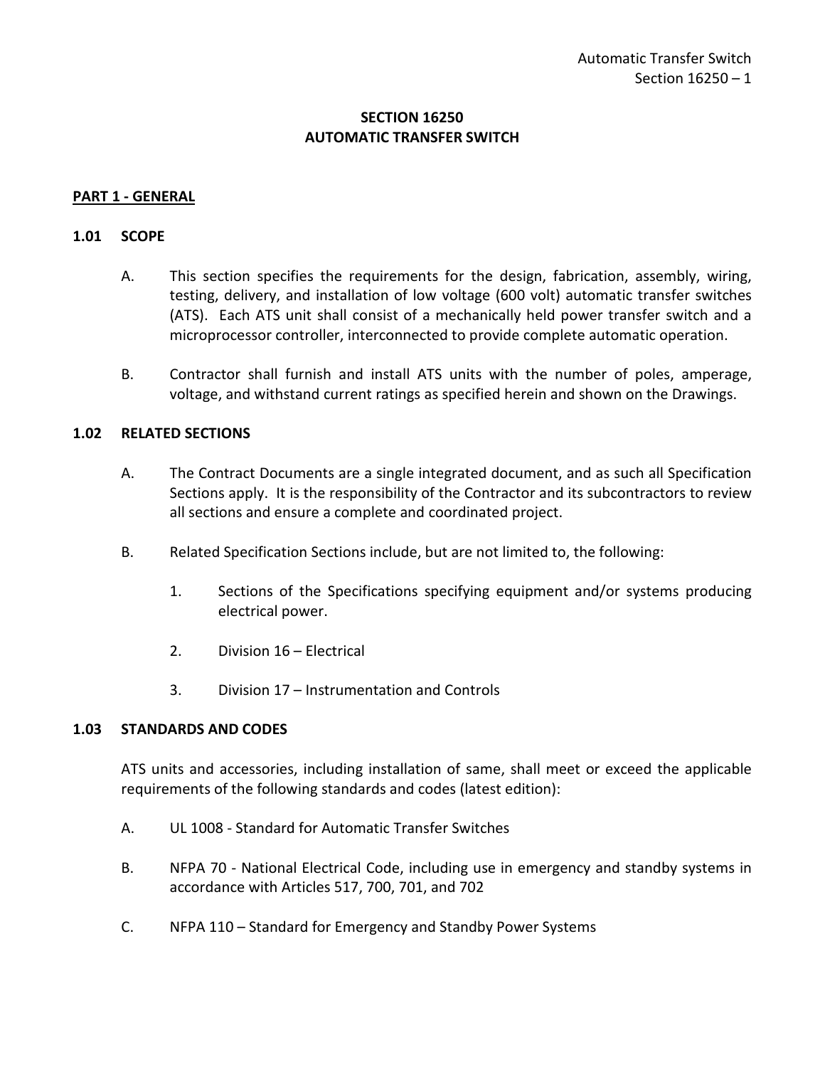# SECTION 16250
# AUTOMATIC TRANSFER SWITCH

## PART 1 - GENERAL

### 1.01 SCOPE

A. This section specifies the requirements for the design, fabrication, assembly, wiring, testing, delivery, and installation of low voltage (600 volt) automatic transfer switches (ATS). Each ATS unit shall consist of a mechanically held power transfer switch and a microprocessor controller, interconnected to provide complete automatic operation.

B. Contractor shall furnish and install ATS units with the number of poles, amperage, voltage, and withstand current ratings as specified herein and shown on the Drawings.

### 1.02 RELATED SECTIONS

A. The Contract Documents are a single integrated document, and as such all Specification Sections apply. It is the responsibility of the Contractor and its subcontractors to review all sections and ensure a complete and coordinated project.

B. Related Specification Sections include, but are not limited to, the following:

1. Sections of the Specifications specifying equipment and/or systems producing electrical power.

2. Division 16 – Electrical

3. Division 17 – Instrumentation and Controls

### 1.03 STANDARDS AND CODES

ATS units and accessories, including installation of same, shall meet or exceed the applicable requirements of the following standards and codes (latest edition):

A. UL 1008 - Standard for Automatic Transfer Switches

B. NFPA 70 - National Electrical Code, including use in emergency and standby systems in accordance with Articles 517, 700, 701, and 702

C. NFPA 110 – Standard for Emergency and Standby Power Systems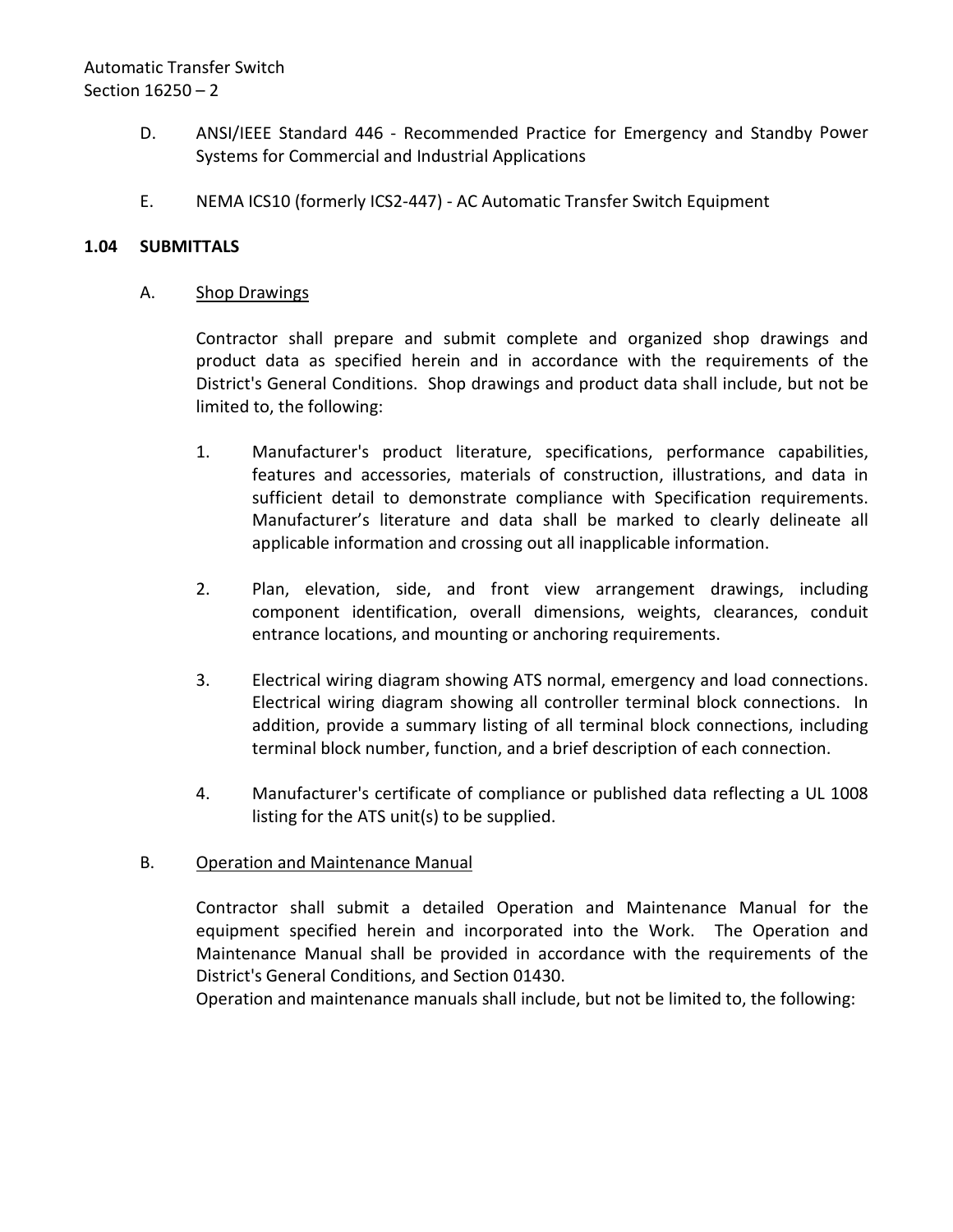D. ANSI/IEEE Standard 446 - Recommended Practice for Emergency and Standby Power Systems for Commercial and Industrial Applications

E. NEMA ICS10 (formerly ICS2-447) - AC Automatic Transfer Switch Equipment

## 1.04 SUBMITTALS

A. Shop Drawings

Contractor shall prepare and submit complete and organized shop drawings and product data as specified herein and in accordance with the requirements of the District's General Conditions. Shop drawings and product data shall include, but not be limited to, the following:

1. Manufacturer's product literature, specifications, performance capabilities, features and accessories, materials of construction, illustrations, and data in sufficient detail to demonstrate compliance with Specification requirements. Manufacturer's literature and data shall be marked to clearly delineate all applicable information and crossing out all inapplicable information.

2. Plan, elevation, side, and front view arrangement drawings, including component identification, overall dimensions, weights, clearances, conduit entrance locations, and mounting or anchoring requirements.

3. Electrical wiring diagram showing ATS normal, emergency and load connections. Electrical wiring diagram showing all controller terminal block connections. In addition, provide a summary listing of all terminal block connections, including terminal block number, function, and a brief description of each connection.

4. Manufacturer's certificate of compliance or published data reflecting a UL 1008 listing for the ATS unit(s) to be supplied.

B. Operation and Maintenance Manual

Contractor shall submit a detailed Operation and Maintenance Manual for the equipment specified herein and incorporated into the Work. The Operation and Maintenance Manual shall be provided in accordance with the requirements of the District's General Conditions, and Section 01430.

Operation and maintenance manuals shall include, but not be limited to, the following: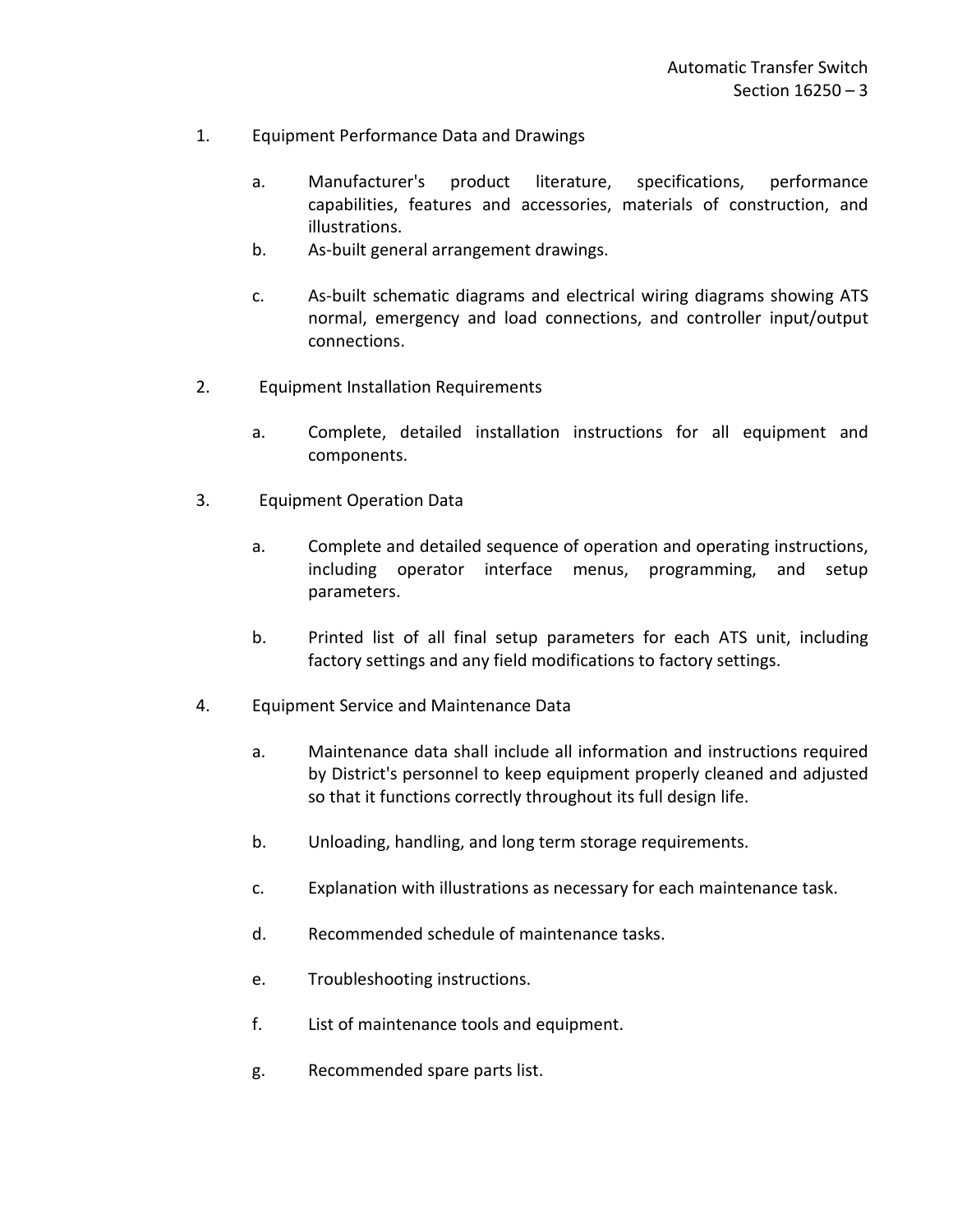1. Equipment Performance Data and Drawings

   a. Manufacturer's product literature, specifications, performance capabilities, features and accessories, materials of construction, and illustrations.

   b. As-built general arrangement drawings.

   c. As-built schematic diagrams and electrical wiring diagrams showing ATS normal, emergency and load connections, and controller input/output connections.

2. Equipment Installation Requirements

   a. Complete, detailed installation instructions for all equipment and components.

3. Equipment Operation Data

   a. Complete and detailed sequence of operation and operating instructions, including operator interface menus, programming, and setup parameters.

   b. Printed list of all final setup parameters for each ATS unit, including factory settings and any field modifications to factory settings.

4. Equipment Service and Maintenance Data

   a. Maintenance data shall include all information and instructions required by District's personnel to keep equipment properly cleaned and adjusted so that it functions correctly throughout its full design life.

   b. Unloading, handling, and long term storage requirements.

   c. Explanation with illustrations as necessary for each maintenance task.

   d. Recommended schedule of maintenance tasks.

   e. Troubleshooting instructions.

   f. List of maintenance tools and equipment.

   g. Recommended spare parts list.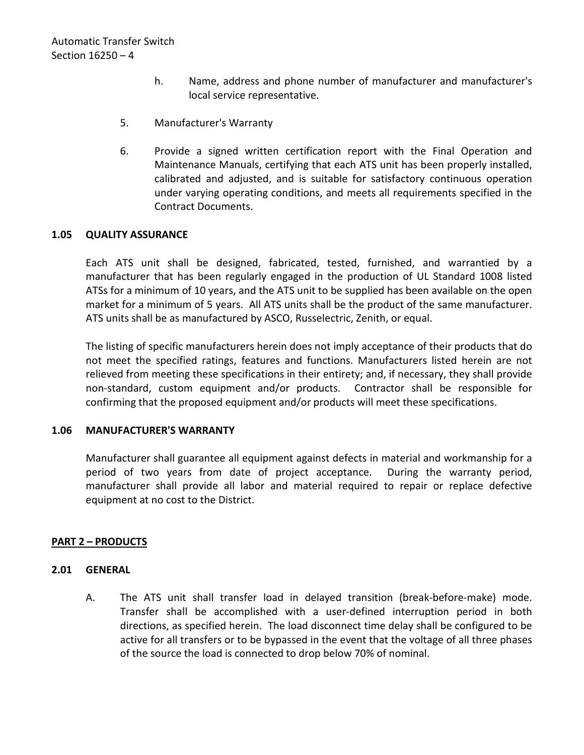h. Name, address and phone number of manufacturer and manufacturer's local service representative.

5. Manufacturer's Warranty

6. Provide a signed written certification report with the Final Operation and Maintenance Manuals, certifying that each ATS unit has been properly installed, calibrated and adjusted, and is suitable for satisfactory continuous operation under varying operating conditions, and meets all requirements specified in the Contract Documents.

### 1.05 QUALITY ASSURANCE

Each ATS unit shall be designed, fabricated, tested, furnished, and warrantied by a manufacturer that has been regularly engaged in the production of UL Standard 1008 listed ATSs for a minimum of 10 years, and the ATS unit to be supplied has been available on the open market for a minimum of 5 years. All ATS units shall be the product of the same manufacturer. ATS units shall be as manufactured by ASCO, Russelectric, Zenith, or equal.

The listing of specific manufacturers herein does not imply acceptance of their products that do not meet the specified ratings, features and functions. Manufacturers listed herein are not relieved from meeting these specifications in their entirety; and, if necessary, they shall provide non-standard, custom equipment and/or products. Contractor shall be responsible for confirming that the proposed equipment and/or products will meet these specifications.

### 1.06 MANUFACTURER'S WARRANTY

Manufacturer shall guarantee all equipment against defects in material and workmanship for a period of two years from date of project acceptance. During the warranty period, manufacturer shall provide all labor and material required to repair or replace defective equipment at no cost to the District.

## PART 2 – PRODUCTS

### 2.01 GENERAL

A. The ATS unit shall transfer load in delayed transition (break-before-make) mode. Transfer shall be accomplished with a user-defined interruption period in both directions, as specified herein. The load disconnect time delay shall be configured to be active for all transfers or to be bypassed in the event that the voltage of all three phases of the source the load is connected to drop below 70% of nominal.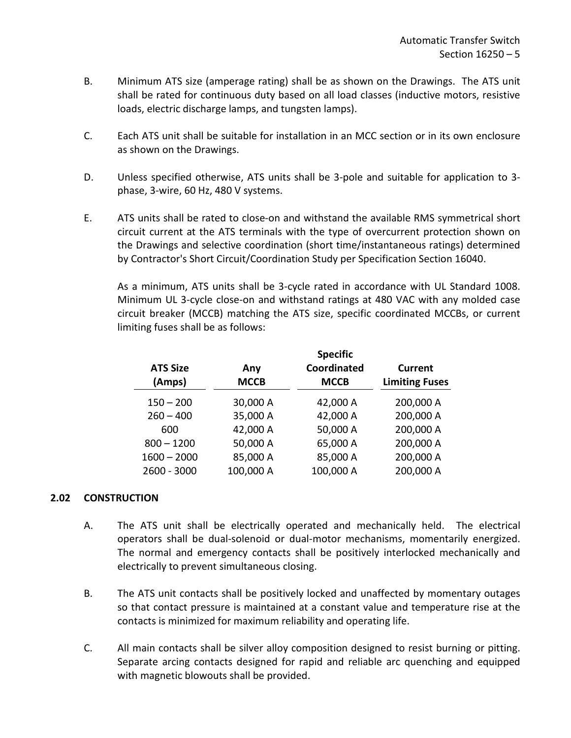B. Minimum ATS size (amperage rating) shall be as shown on the Drawings. The ATS unit shall be rated for continuous duty based on all load classes (inductive motors, resistive loads, electric discharge lamps, and tungsten lamps).

C. Each ATS unit shall be suitable for installation in an MCC section or in its own enclosure as shown on the Drawings.

D. Unless specified otherwise, ATS units shall be 3-pole and suitable for application to 3-phase, 3-wire, 60 Hz, 480 V systems.

E. ATS units shall be rated to close-on and withstand the available RMS symmetrical short circuit current at the ATS terminals with the type of overcurrent protection shown on the Drawings and selective coordination (short time/instantaneous ratings) determined by Contractor's Short Circuit/Coordination Study per Specification Section 16040.

As a minimum, ATS units shall be 3-cycle rated in accordance with UL Standard 1008. Minimum UL 3-cycle close-on and withstand ratings at 480 VAC with any molded case circuit breaker (MCCB) matching the ATS size, specific coordinated MCCBs, or current limiting fuses shall be as follows:

| ATS Size (Amps) | Any MCCB | Specific Coordinated MCCB | Current Limiting Fuses |
|---|---|---|---|
| 150 – 200 | 30,000 A | 42,000 A | 200,000 A |
| 260 – 400 | 35,000 A | 42,000 A | 200,000 A |
| 600 | 42,000 A | 50,000 A | 200,000 A |
| 800 – 1200 | 50,000 A | 65,000 A | 200,000 A |
| 1600 – 2000 | 85,000 A | 85,000 A | 200,000 A |
| 2600 - 3000 | 100,000 A | 100,000 A | 200,000 A |

## 2.02 CONSTRUCTION

A. The ATS unit shall be electrically operated and mechanically held. The electrical operators shall be dual-solenoid or dual-motor mechanisms, momentarily energized. The normal and emergency contacts shall be positively interlocked mechanically and electrically to prevent simultaneous closing.

B. The ATS unit contacts shall be positively locked and unaffected by momentary outages so that contact pressure is maintained at a constant value and temperature rise at the contacts is minimized for maximum reliability and operating life.

C. All main contacts shall be silver alloy composition designed to resist burning or pitting. Separate arcing contacts designed for rapid and reliable arc quenching and equipped with magnetic blowouts shall be provided.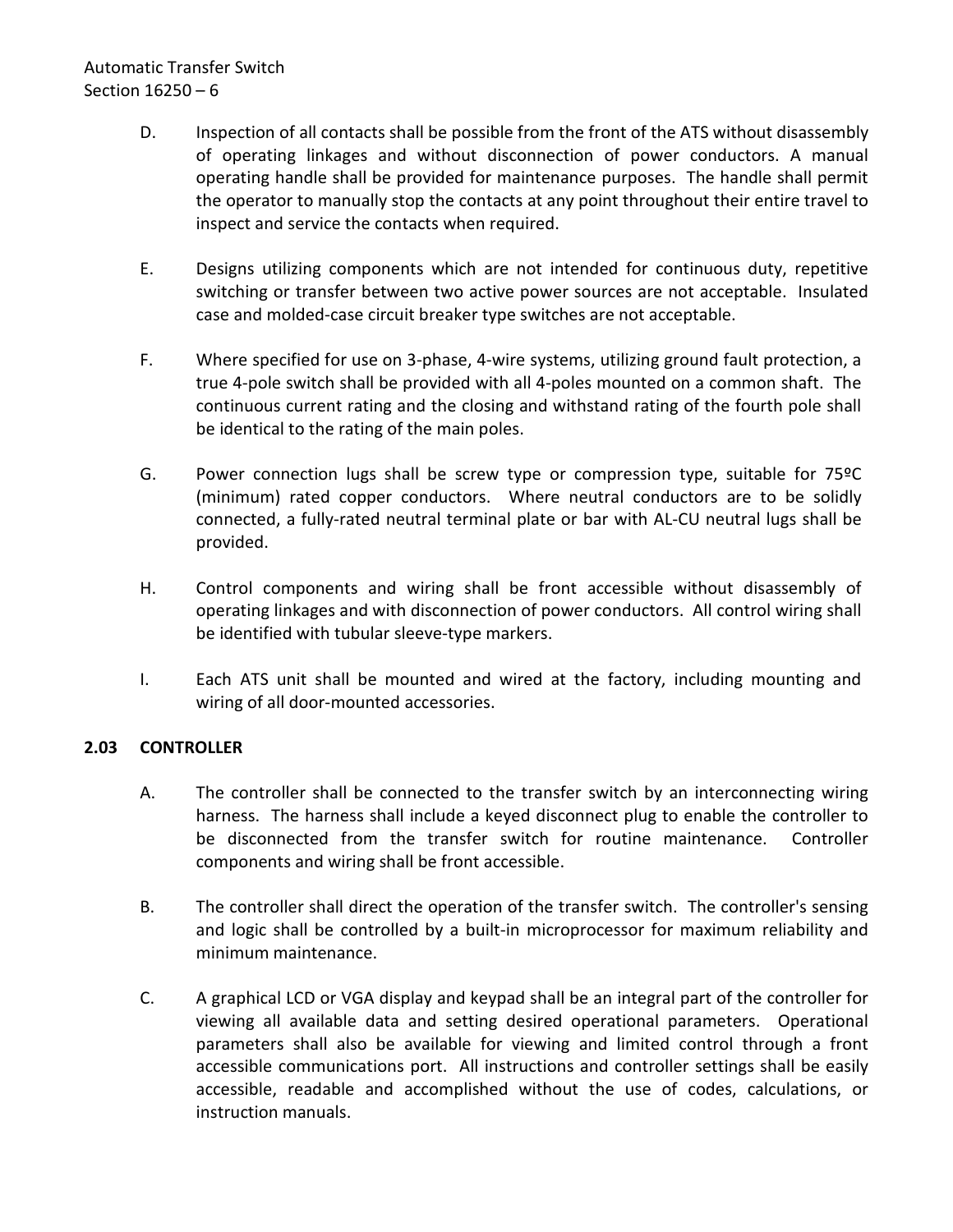D. Inspection of all contacts shall be possible from the front of the ATS without disassembly of operating linkages and without disconnection of power conductors. A manual operating handle shall be provided for maintenance purposes. The handle shall permit the operator to manually stop the contacts at any point throughout their entire travel to inspect and service the contacts when required.

E. Designs utilizing components which are not intended for continuous duty, repetitive switching or transfer between two active power sources are not acceptable. Insulated case and molded-case circuit breaker type switches are not acceptable.

F. Where specified for use on 3-phase, 4-wire systems, utilizing ground fault protection, a true 4-pole switch shall be provided with all 4-poles mounted on a common shaft. The continuous current rating and the closing and withstand rating of the fourth pole shall be identical to the rating of the main poles.

G. Power connection lugs shall be screw type or compression type, suitable for 75ºC (minimum) rated copper conductors. Where neutral conductors are to be solidly connected, a fully-rated neutral terminal plate or bar with AL-CU neutral lugs shall be provided.

H. Control components and wiring shall be front accessible without disassembly of operating linkages and with disconnection of power conductors. All control wiring shall be identified with tubular sleeve-type markers.

I. Each ATS unit shall be mounted and wired at the factory, including mounting and wiring of all door-mounted accessories.

### 2.03 CONTROLLER

A. The controller shall be connected to the transfer switch by an interconnecting wiring harness. The harness shall include a keyed disconnect plug to enable the controller to be disconnected from the transfer switch for routine maintenance. Controller components and wiring shall be front accessible.

B. The controller shall direct the operation of the transfer switch. The controller's sensing and logic shall be controlled by a built-in microprocessor for maximum reliability and minimum maintenance.

C. A graphical LCD or VGA display and keypad shall be an integral part of the controller for viewing all available data and setting desired operational parameters. Operational parameters shall also be available for viewing and limited control through a front accessible communications port. All instructions and controller settings shall be easily accessible, readable and accomplished without the use of codes, calculations, or instruction manuals.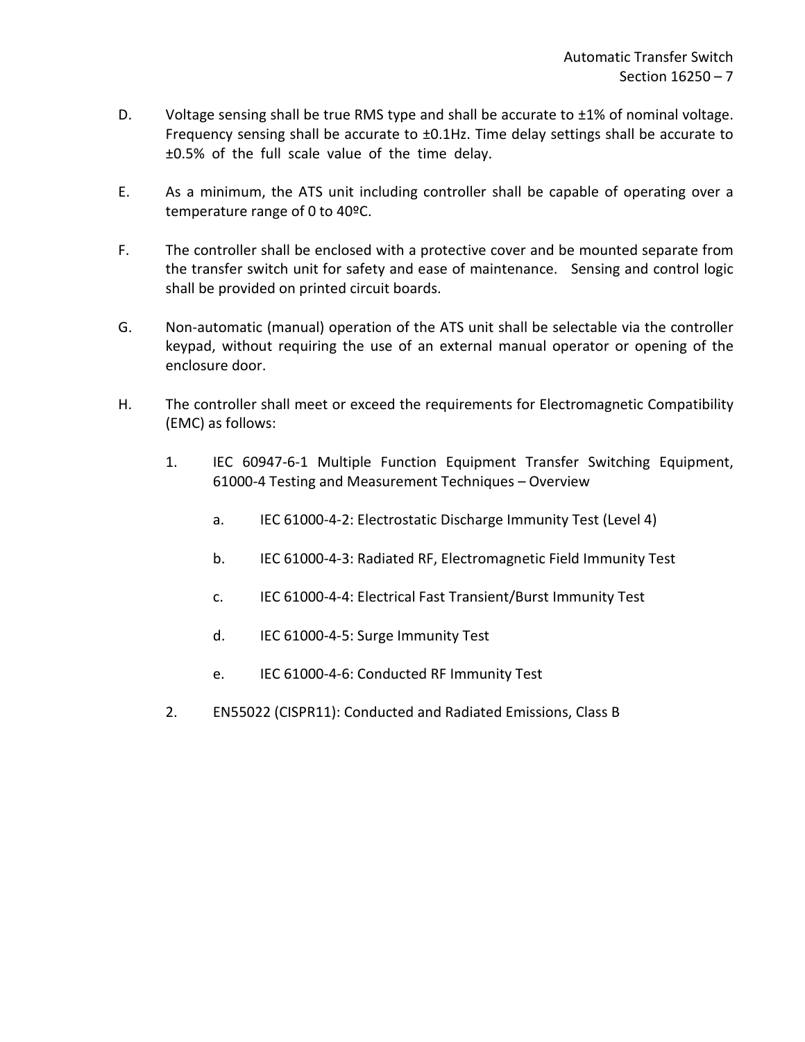D. Voltage sensing shall be true RMS type and shall be accurate to ±1% of nominal voltage. Frequency sensing shall be accurate to ±0.1Hz. Time delay settings shall be accurate to ±0.5% of the full scale value of the time delay.

E. As a minimum, the ATS unit including controller shall be capable of operating over a temperature range of 0 to 40ºC.

F. The controller shall be enclosed with a protective cover and be mounted separate from the transfer switch unit for safety and ease of maintenance. Sensing and control logic shall be provided on printed circuit boards.

G. Non-automatic (manual) operation of the ATS unit shall be selectable via the controller keypad, without requiring the use of an external manual operator or opening of the enclosure door.

H. The controller shall meet or exceed the requirements for Electromagnetic Compatibility (EMC) as follows:

1. IEC 60947-6-1 Multiple Function Equipment Transfer Switching Equipment, 61000-4 Testing and Measurement Techniques – Overview

    a. IEC 61000-4-2: Electrostatic Discharge Immunity Test (Level 4)

    b. IEC 61000-4-3: Radiated RF, Electromagnetic Field Immunity Test

    c. IEC 61000-4-4: Electrical Fast Transient/Burst Immunity Test

    d. IEC 61000-4-5: Surge Immunity Test

    e. IEC 61000-4-6: Conducted RF Immunity Test

2. EN55022 (CISPR11): Conducted and Radiated Emissions, Class B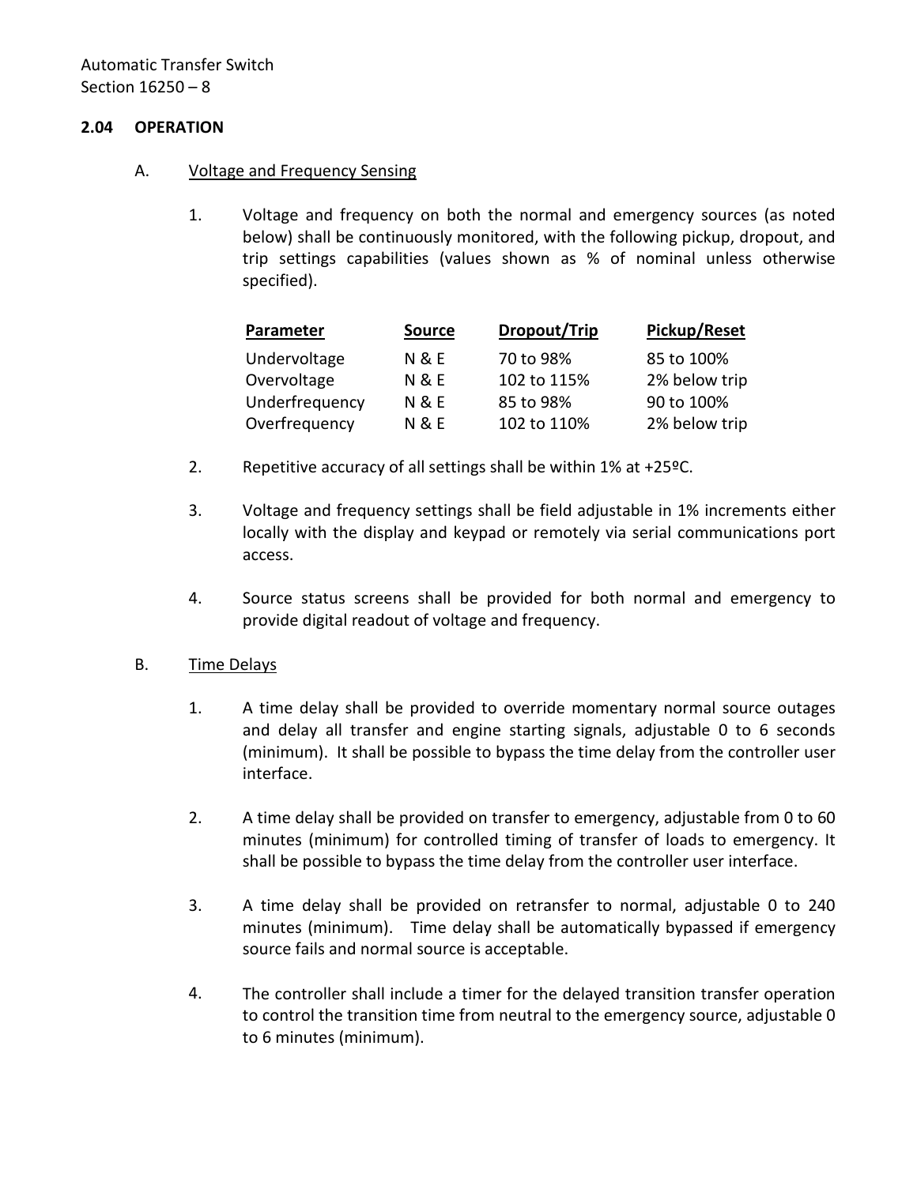## 2.04 OPERATION

A. Voltage and Frequency Sensing

1. Voltage and frequency on both the normal and emergency sources (as noted below) shall be continuously monitored, with the following pickup, dropout, and trip settings capabilities (values shown as % of nominal unless otherwise specified).

| Parameter | Source | Dropout/Trip | Pickup/Reset |
|---|---|---|---|
| Undervoltage | N & E | 70 to 98% | 85 to 100% |
| Overvoltage | N & E | 102 to 115% | 2% below trip |
| Underfrequency | N & E | 85 to 98% | 90 to 100% |
| Overfrequency | N & E | 102 to 110% | 2% below trip |

2. Repetitive accuracy of all settings shall be within 1% at +25ºC.

3. Voltage and frequency settings shall be field adjustable in 1% increments either locally with the display and keypad or remotely via serial communications port access.

4. Source status screens shall be provided for both normal and emergency to provide digital readout of voltage and frequency.

B. Time Delays

1. A time delay shall be provided to override momentary normal source outages and delay all transfer and engine starting signals, adjustable 0 to 6 seconds (minimum). It shall be possible to bypass the time delay from the controller user interface.

2. A time delay shall be provided on transfer to emergency, adjustable from 0 to 60 minutes (minimum) for controlled timing of transfer of loads to emergency. It shall be possible to bypass the time delay from the controller user interface.

3. A time delay shall be provided on retransfer to normal, adjustable 0 to 240 minutes (minimum). Time delay shall be automatically bypassed if emergency source fails and normal source is acceptable.

4. The controller shall include a timer for the delayed transition transfer operation to control the transition time from neutral to the emergency source, adjustable 0 to 6 minutes (minimum).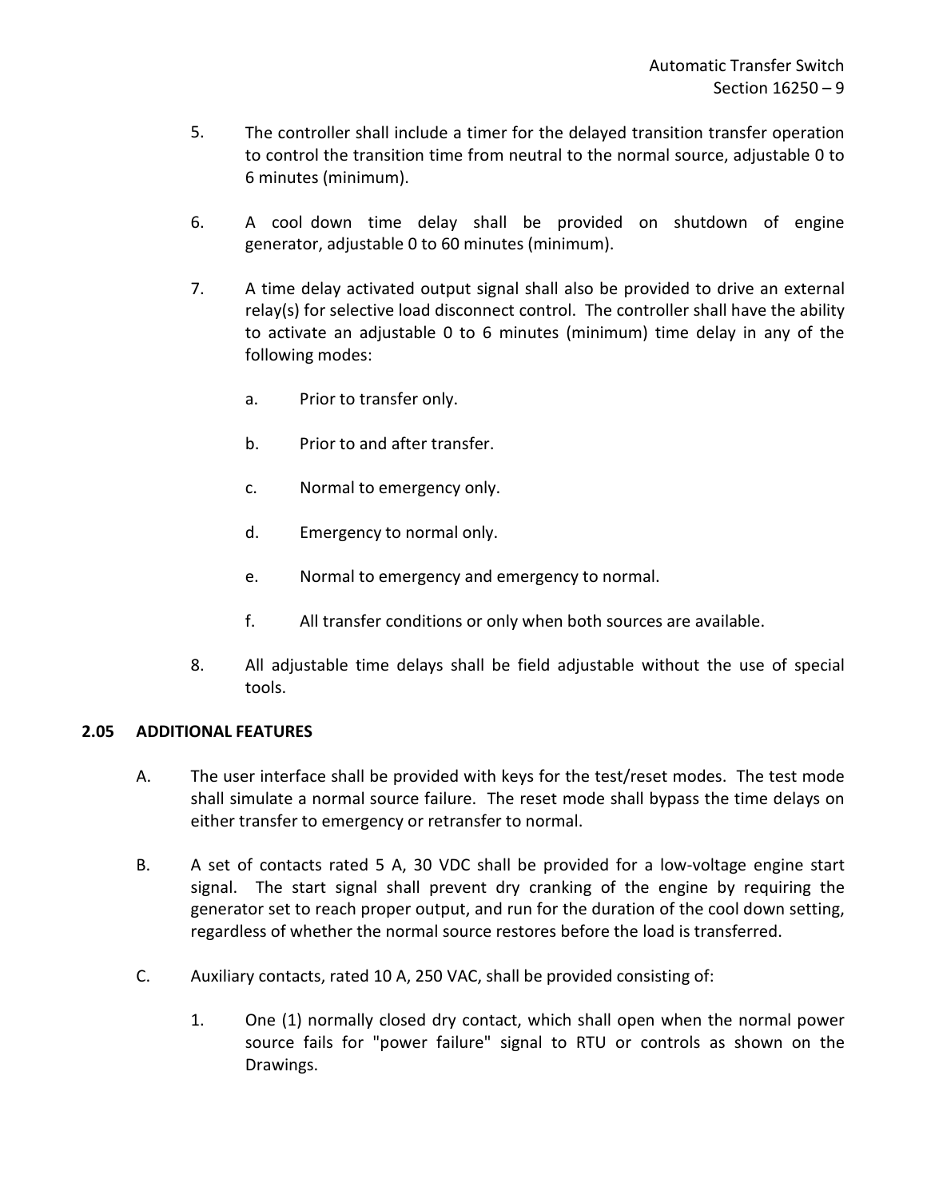5. The controller shall include a timer for the delayed transition transfer operation to control the transition time from neutral to the normal source, adjustable 0 to 6 minutes (minimum).

6. A cool down time delay shall be provided on shutdown of engine generator, adjustable 0 to 60 minutes (minimum).

7. A time delay activated output signal shall also be provided to drive an external relay(s) for selective load disconnect control. The controller shall have the ability to activate an adjustable 0 to 6 minutes (minimum) time delay in any of the following modes:

   a. Prior to transfer only.

   b. Prior to and after transfer.

   c. Normal to emergency only.

   d. Emergency to normal only.

   e. Normal to emergency and emergency to normal.

   f. All transfer conditions or only when both sources are available.

8. All adjustable time delays shall be field adjustable without the use of special tools.

**2.05 ADDITIONAL FEATURES**

A. The user interface shall be provided with keys for the test/reset modes. The test mode shall simulate a normal source failure. The reset mode shall bypass the time delays on either transfer to emergency or retransfer to normal.

B. A set of contacts rated 5 A, 30 VDC shall be provided for a low-voltage engine start signal. The start signal shall prevent dry cranking of the engine by requiring the generator set to reach proper output, and run for the duration of the cool down setting, regardless of whether the normal source restores before the load is transferred.

C. Auxiliary contacts, rated 10 A, 250 VAC, shall be provided consisting of:

   1. One (1) normally closed dry contact, which shall open when the normal power source fails for "power failure" signal to RTU or controls as shown on the Drawings.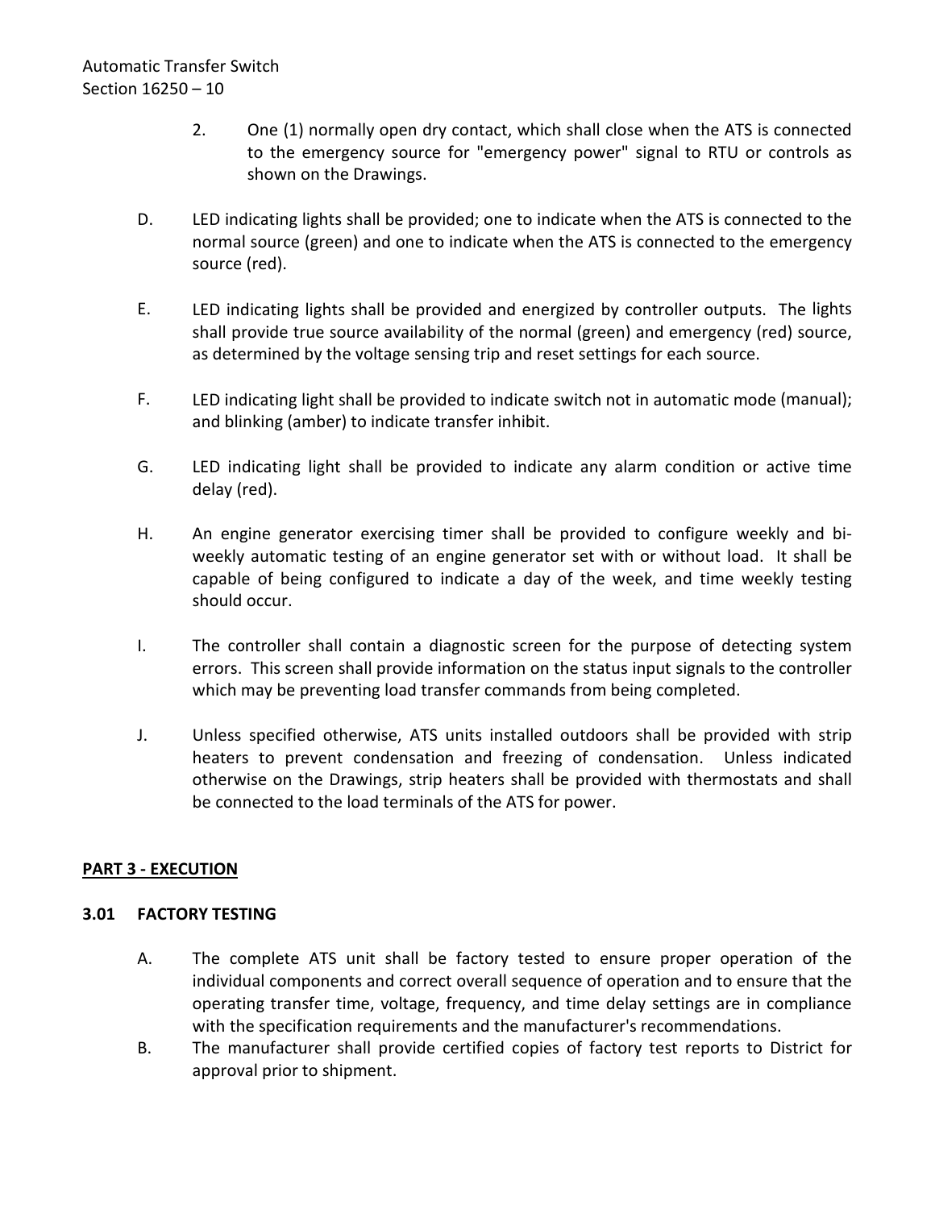2. One (1) normally open dry contact, which shall close when the ATS is connected to the emergency source for "emergency power" signal to RTU or controls as shown on the Drawings.

D. LED indicating lights shall be provided; one to indicate when the ATS is connected to the normal source (green) and one to indicate when the ATS is connected to the emergency source (red).

E. LED indicating lights shall be provided and energized by controller outputs. The lights shall provide true source availability of the normal (green) and emergency (red) source, as determined by the voltage sensing trip and reset settings for each source.

F. LED indicating light shall be provided to indicate switch not in automatic mode (manual); and blinking (amber) to indicate transfer inhibit.

G. LED indicating light shall be provided to indicate any alarm condition or active time delay (red).

H. An engine generator exercising timer shall be provided to configure weekly and bi-weekly automatic testing of an engine generator set with or without load. It shall be capable of being configured to indicate a day of the week, and time weekly testing should occur.

I. The controller shall contain a diagnostic screen for the purpose of detecting system errors. This screen shall provide information on the status input signals to the controller which may be preventing load transfer commands from being completed.

J. Unless specified otherwise, ATS units installed outdoors shall be provided with strip heaters to prevent condensation and freezing of condensation. Unless indicated otherwise on the Drawings, strip heaters shall be provided with thermostats and shall be connected to the load terminals of the ATS for power.

## PART 3 - EXECUTION

### 3.01 FACTORY TESTING

A. The complete ATS unit shall be factory tested to ensure proper operation of the individual components and correct overall sequence of operation and to ensure that the operating transfer time, voltage, frequency, and time delay settings are in compliance with the specification requirements and the manufacturer's recommendations.

B. The manufacturer shall provide certified copies of factory test reports to District for approval prior to shipment.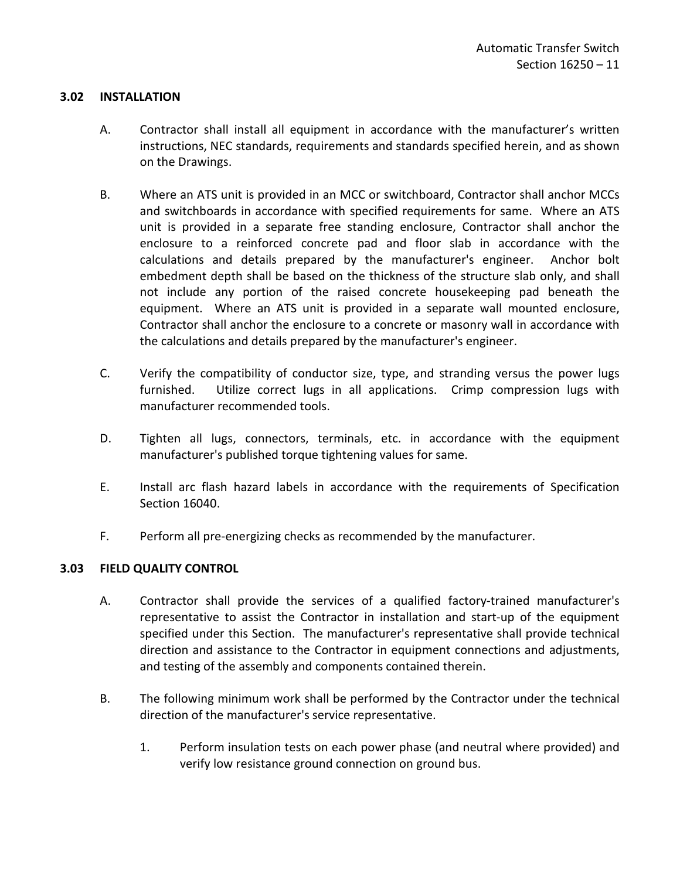### 3.02 INSTALLATION

A. Contractor shall install all equipment in accordance with the manufacturer’s written instructions, NEC standards, requirements and standards specified herein, and as shown on the Drawings.

B. Where an ATS unit is provided in an MCC or switchboard, Contractor shall anchor MCCs and switchboards in accordance with specified requirements for same. Where an ATS unit is provided in a separate free standing enclosure, Contractor shall anchor the enclosure to a reinforced concrete pad and floor slab in accordance with the calculations and details prepared by the manufacturer's engineer. Anchor bolt embedment depth shall be based on the thickness of the structure slab only, and shall not include any portion of the raised concrete housekeeping pad beneath the equipment. Where an ATS unit is provided in a separate wall mounted enclosure, Contractor shall anchor the enclosure to a concrete or masonry wall in accordance with the calculations and details prepared by the manufacturer's engineer.

C. Verify the compatibility of conductor size, type, and stranding versus the power lugs furnished. Utilize correct lugs in all applications. Crimp compression lugs with manufacturer recommended tools.

D. Tighten all lugs, connectors, terminals, etc. in accordance with the equipment manufacturer's published torque tightening values for same.

E. Install arc flash hazard labels in accordance with the requirements of Specification Section 16040.

F. Perform all pre-energizing checks as recommended by the manufacturer.

### 3.03 FIELD QUALITY CONTROL

A. Contractor shall provide the services of a qualified factory-trained manufacturer's representative to assist the Contractor in installation and start-up of the equipment specified under this Section. The manufacturer's representative shall provide technical direction and assistance to the Contractor in equipment connections and adjustments, and testing of the assembly and components contained therein.

B. The following minimum work shall be performed by the Contractor under the technical direction of the manufacturer's service representative.

1. Perform insulation tests on each power phase (and neutral where provided) and verify low resistance ground connection on ground bus.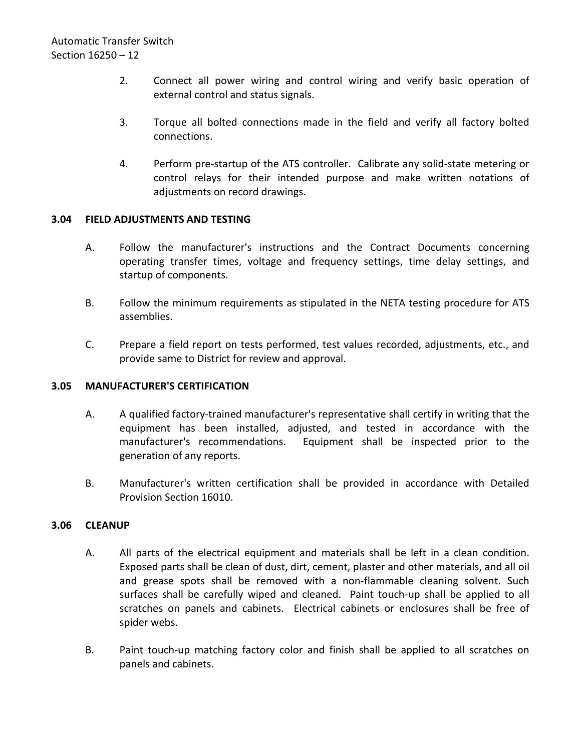2. Connect all power wiring and control wiring and verify basic operation of external control and status signals.

3. Torque all bolted connections made in the field and verify all factory bolted connections.

4. Perform pre-startup of the ATS controller. Calibrate any solid-state metering or control relays for their intended purpose and make written notations of adjustments on record drawings.

### 3.04 FIELD ADJUSTMENTS AND TESTING

A. Follow the manufacturer's instructions and the Contract Documents concerning operating transfer times, voltage and frequency settings, time delay settings, and startup of components.

B. Follow the minimum requirements as stipulated in the NETA testing procedure for ATS assemblies.

C. Prepare a field report on tests performed, test values recorded, adjustments, etc., and provide same to District for review and approval.

### 3.05 MANUFACTURER'S CERTIFICATION

A. A qualified factory-trained manufacturer's representative shall certify in writing that the equipment has been installed, adjusted, and tested in accordance with the manufacturer's recommendations. Equipment shall be inspected prior to the generation of any reports.

B. Manufacturer's written certification shall be provided in accordance with Detailed Provision Section 16010.

### 3.06 CLEANUP

A. All parts of the electrical equipment and materials shall be left in a clean condition. Exposed parts shall be clean of dust, dirt, cement, plaster and other materials, and all oil and grease spots shall be removed with a non-flammable cleaning solvent. Such surfaces shall be carefully wiped and cleaned. Paint touch-up shall be applied to all scratches on panels and cabinets. Electrical cabinets or enclosures shall be free of spider webs.

B. Paint touch-up matching factory color and finish shall be applied to all scratches on panels and cabinets.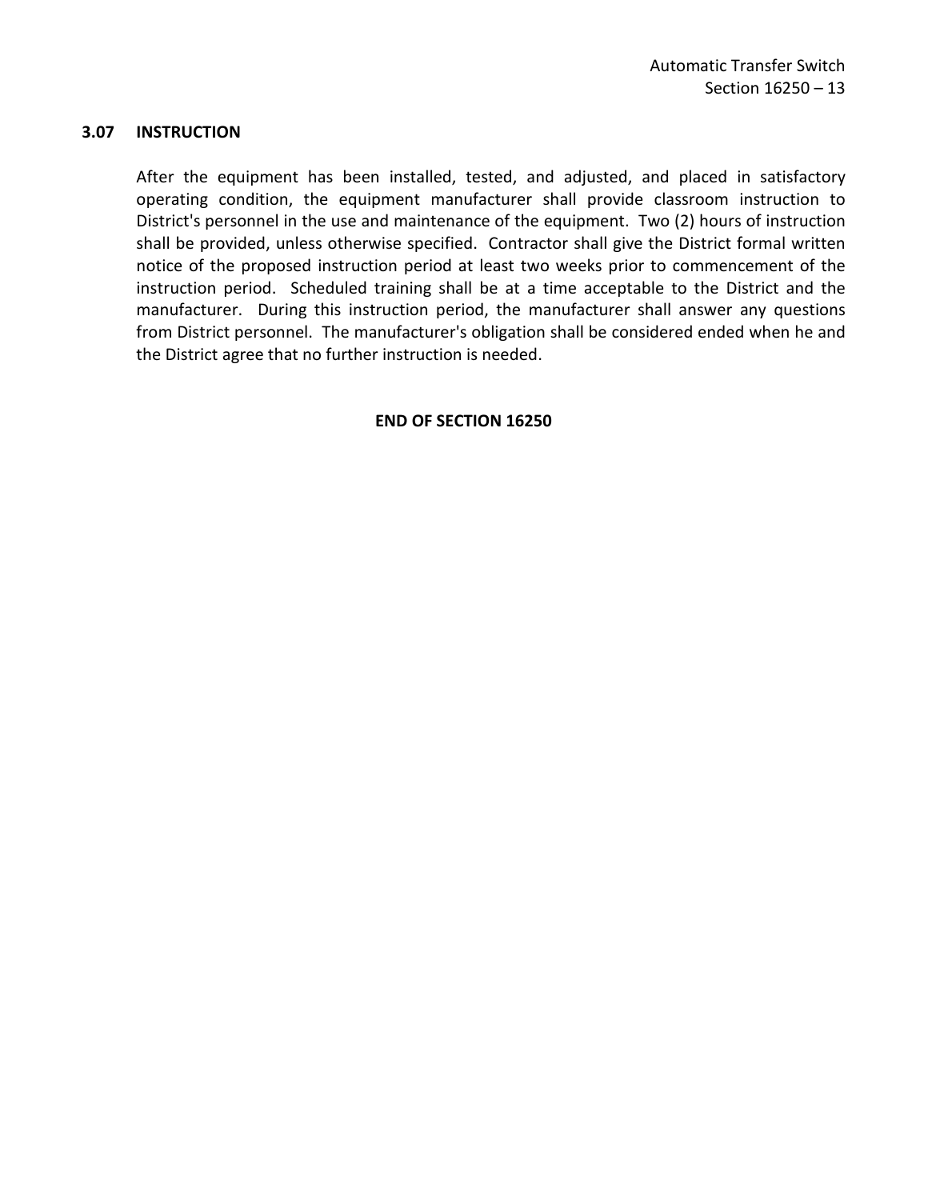### 3.07 INSTRUCTION

After the equipment has been installed, tested, and adjusted, and placed in satisfactory operating condition, the equipment manufacturer shall provide classroom instruction to District's personnel in the use and maintenance of the equipment. Two (2) hours of instruction shall be provided, unless otherwise specified. Contractor shall give the District formal written notice of the proposed instruction period at least two weeks prior to commencement of the instruction period. Scheduled training shall be at a time acceptable to the District and the manufacturer. During this instruction period, the manufacturer shall answer any questions from District personnel. The manufacturer's obligation shall be considered ended when he and the District agree that no further instruction is needed.

**END OF SECTION 16250**